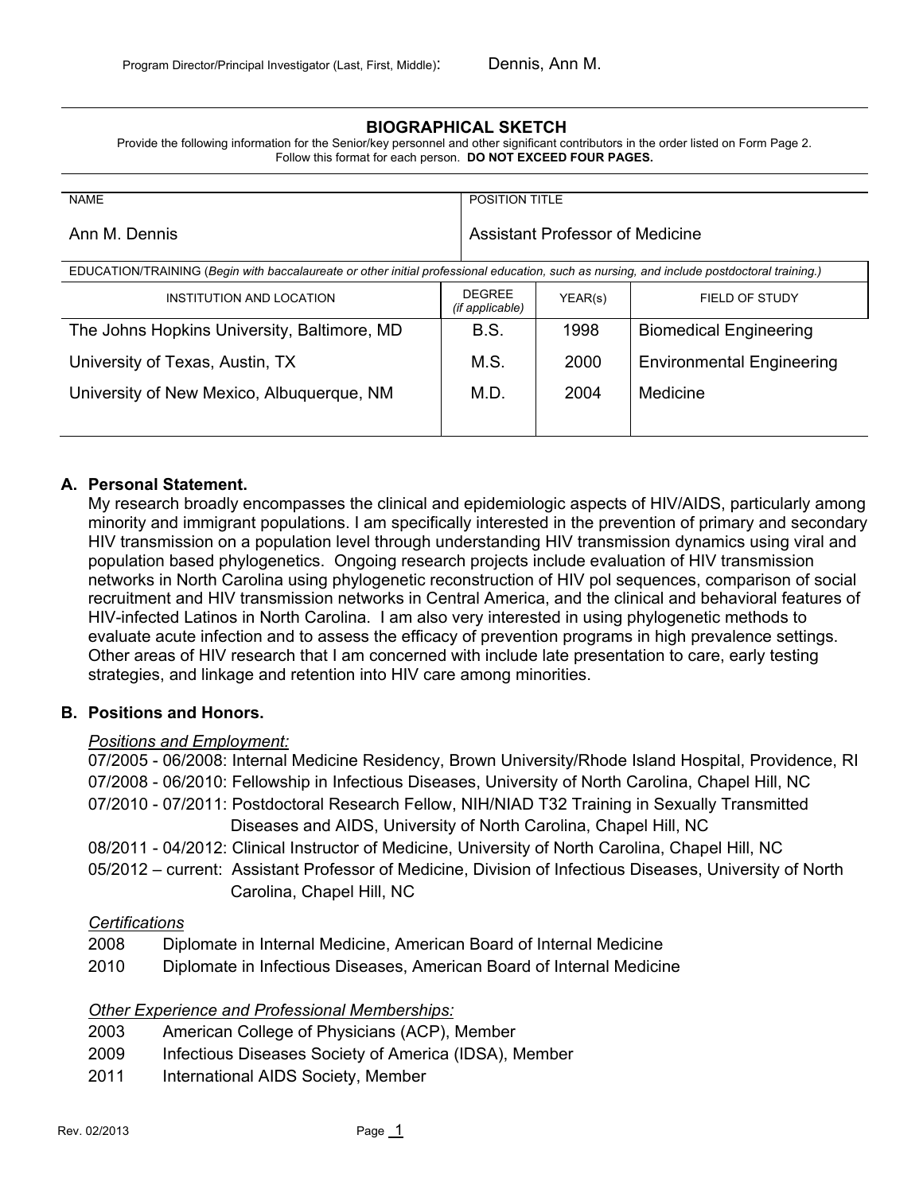## BIOGRAPHICAL SKETCH

Provide the following information for the Senior/key personnel and other significant contributors in the order listed on Form Page 2.
Follow this format for each person. **DO NOT EXCEED FOUR PAGES.**

| NAME | POSITION TITLE |
|---|---|
| Ann M. Dennis | Assistant Professor of Medicine |

EDUCATION/TRAINING (*Begin with baccalaureate or other initial professional education, such as nursing, and include postdoctoral training.*)

| INSTITUTION AND LOCATION | DEGREE *(if applicable)* | YEAR(s) | FIELD OF STUDY |
|---|---|---|---|
| The Johns Hopkins University, Baltimore, MD | B.S. | 1998 | Biomedical Engineering |
| University of Texas, Austin, TX | M.S. | 2000 | Environmental Engineering |
| University of New Mexico, Albuquerque, NM | M.D. | 2004 | Medicine |

### A. Personal Statement.

My research broadly encompasses the clinical and epidemiologic aspects of HIV/AIDS, particularly among minority and immigrant populations. I am specifically interested in the prevention of primary and secondary HIV transmission on a population level through understanding HIV transmission dynamics using viral and population based phylogenetics. Ongoing research projects include evaluation of HIV transmission networks in North Carolina using phylogenetic reconstruction of HIV pol sequences, comparison of social recruitment and HIV transmission networks in Central America, and the clinical and behavioral features of HIV-infected Latinos in North Carolina. I am also very interested in using phylogenetic methods to evaluate acute infection and to assess the efficacy of prevention programs in high prevalence settings. Other areas of HIV research that I am concerned with include late presentation to care, early testing strategies, and linkage and retention into HIV care among minorities.

### B. Positions and Honors.

*Positions and Employment:*

07/2005 - 06/2008: Internal Medicine Residency, Brown University/Rhode Island Hospital, Providence, RI
07/2008 - 06/2010: Fellowship in Infectious Diseases, University of North Carolina, Chapel Hill, NC
07/2010 - 07/2011: Postdoctoral Research Fellow, NIH/NIAD T32 Training in Sexually Transmitted Diseases and AIDS, University of North Carolina, Chapel Hill, NC
08/2011 - 04/2012: Clinical Instructor of Medicine, University of North Carolina, Chapel Hill, NC
05/2012 – current: Assistant Professor of Medicine, Division of Infectious Diseases, University of North Carolina, Chapel Hill, NC

*Certifications*

2008 Diplomate in Internal Medicine, American Board of Internal Medicine
2010 Diplomate in Infectious Diseases, American Board of Internal Medicine

*Other Experience and Professional Memberships:*

2003 American College of Physicians (ACP), Member
2009 Infectious Diseases Society of America (IDSA), Member
2011 International AIDS Society, Member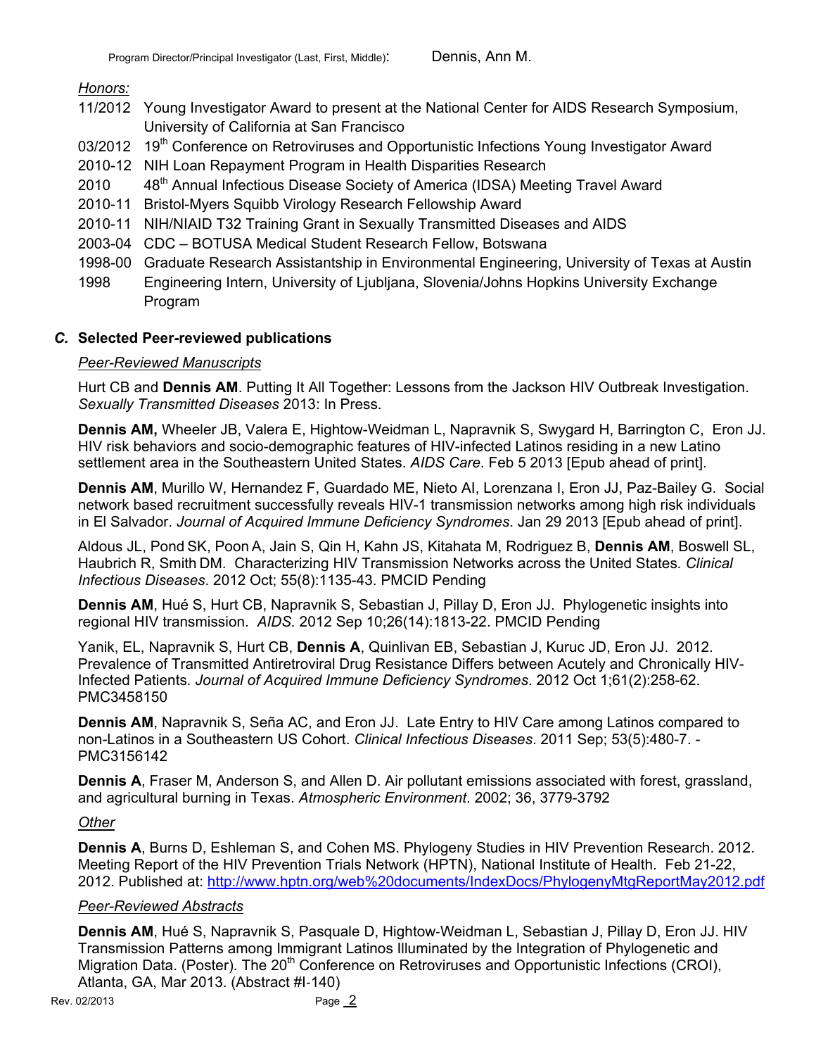*Honors:*

- 11/2012 Young Investigator Award to present at the National Center for AIDS Research Symposium, University of California at San Francisco
- 03/2012 19th Conference on Retroviruses and Opportunistic Infections Young Investigator Award
- 2010-12 NIH Loan Repayment Program in Health Disparities Research
- 2010 48th Annual Infectious Disease Society of America (IDSA) Meeting Travel Award
- 2010-11 Bristol-Myers Squibb Virology Research Fellowship Award
- 2010-11 NIH/NIAID T32 Training Grant in Sexually Transmitted Diseases and AIDS
- 2003-04 CDC – BOTUSA Medical Student Research Fellow, Botswana
- 1998-00 Graduate Research Assistantship in Environmental Engineering, University of Texas at Austin
- 1998 Engineering Intern, University of Ljubljana, Slovenia/Johns Hopkins University Exchange Program

### *C.* Selected Peer-reviewed publications

*Peer-Reviewed Manuscripts*

Hurt CB and **Dennis AM**. Putting It All Together: Lessons from the Jackson HIV Outbreak Investigation. *Sexually Transmitted Diseases* 2013: In Press.

**Dennis AM,** Wheeler JB, Valera E, Hightow-Weidman L, Napravnik S, Swygard H, Barrington C, Eron JJ. HIV risk behaviors and socio-demographic features of HIV-infected Latinos residing in a new Latino settlement area in the Southeastern United States. *AIDS Care*. Feb 5 2013 [Epub ahead of print].

**Dennis AM**, Murillo W, Hernandez F, Guardado ME, Nieto AI, Lorenzana I, Eron JJ, Paz-Bailey G. Social network based recruitment successfully reveals HIV-1 transmission networks among high risk individuals in El Salvador. *Journal of Acquired Immune Deficiency Syndromes*. Jan 29 2013 [Epub ahead of print].

Aldous JL, Pond SK, Poon A, Jain S, Qin H, Kahn JS, Kitahata M, Rodriguez B, **Dennis AM**, Boswell SL, Haubrich R, Smith DM. Characterizing HIV Transmission Networks across the United States. *Clinical Infectious Diseases*. 2012 Oct; 55(8):1135-43. PMCID Pending

**Dennis AM**, Hué S, Hurt CB, Napravnik S, Sebastian J, Pillay D, Eron JJ. Phylogenetic insights into regional HIV transmission. *AIDS*. 2012 Sep 10;26(14):1813-22. PMCID Pending

Yanik, EL, Napravnik S, Hurt CB, **Dennis A**, Quinlivan EB, Sebastian J, Kuruc JD, Eron JJ. 2012. Prevalence of Transmitted Antiretroviral Drug Resistance Differs between Acutely and Chronically HIV-Infected Patients. *Journal of Acquired Immune Deficiency Syndromes*. 2012 Oct 1;61(2):258-62. PMC3458150

**Dennis AM**, Napravnik S, Seña AC, and Eron JJ. Late Entry to HIV Care among Latinos compared to non-Latinos in a Southeastern US Cohort. *Clinical Infectious Diseases*. 2011 Sep; 53(5):480-7. -PMC3156142

**Dennis A**, Fraser M, Anderson S, and Allen D. Air pollutant emissions associated with forest, grassland, and agricultural burning in Texas. *Atmospheric Environment*. 2002; 36, 3779-3792

*Other*

**Dennis A**, Burns D, Eshleman S, and Cohen MS. Phylogeny Studies in HIV Prevention Research. 2012. Meeting Report of the HIV Prevention Trials Network (HPTN), National Institute of Health. Feb 21-22, 2012. Published at: http://www.hptn.org/web%20documents/IndexDocs/PhylogenyMtgReportMay2012.pdf

*Peer-Reviewed Abstracts*

**Dennis AM**, Hué S, Napravnik S, Pasquale D, Hightow-Weidman L, Sebastian J, Pillay D, Eron JJ. HIV Transmission Patterns among Immigrant Latinos Illuminated by the Integration of Phylogenetic and Migration Data. (Poster). The 20th Conference on Retroviruses and Opportunistic Infections (CROI), Atlanta, GA, Mar 2013. (Abstract #I-140)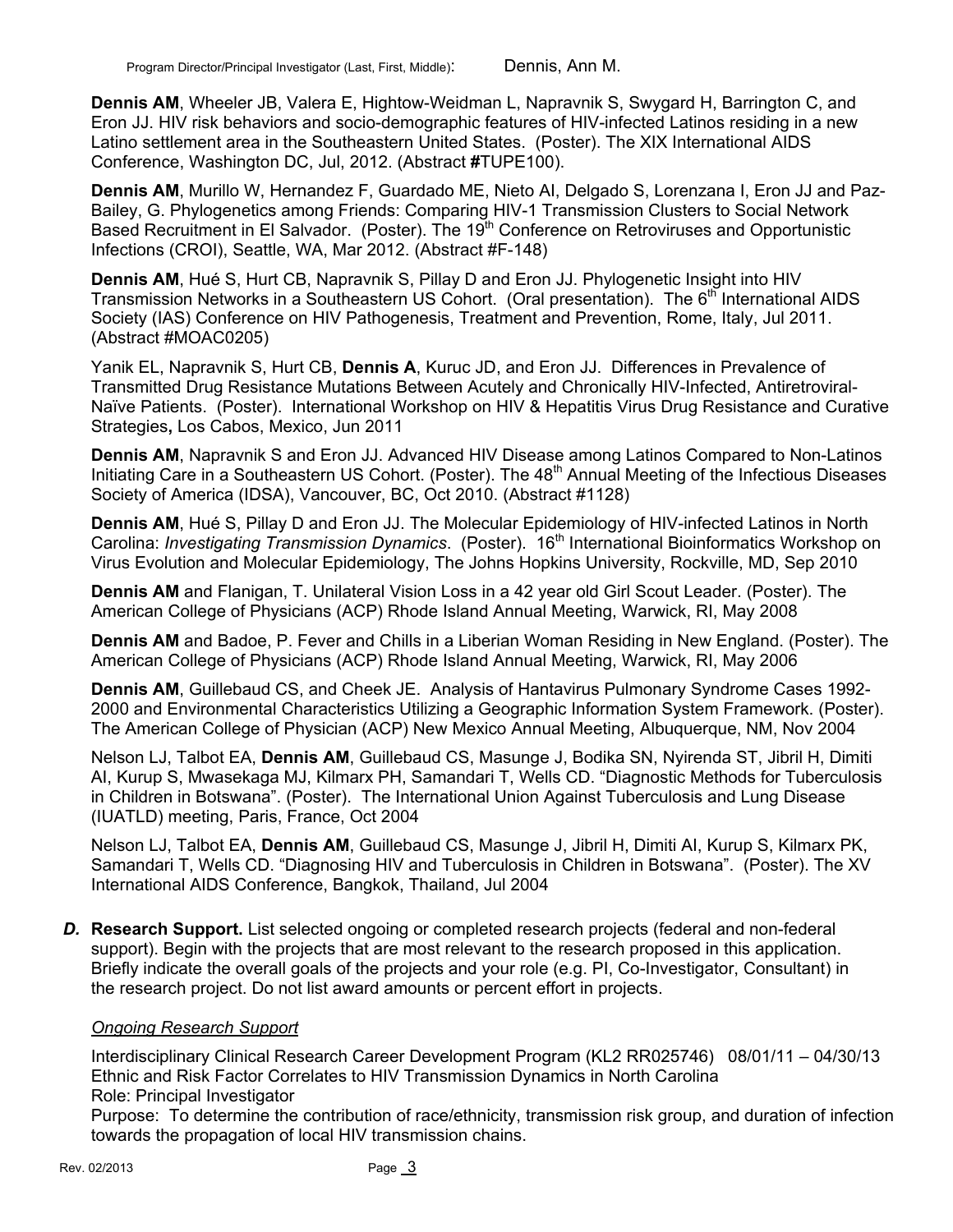**Dennis AM**, Wheeler JB, Valera E, Hightow-Weidman L, Napravnik S, Swygard H, Barrington C, and Eron JJ. HIV risk behaviors and socio-demographic features of HIV-infected Latinos residing in a new Latino settlement area in the Southeastern United States. (Poster). The XIX International AIDS Conference, Washington DC, Jul, 2012. (Abstract **#**TUPE100).

**Dennis AM**, Murillo W, Hernandez F, Guardado ME, Nieto AI, Delgado S, Lorenzana I, Eron JJ and Paz-Bailey, G. Phylogenetics among Friends: Comparing HIV-1 Transmission Clusters to Social Network Based Recruitment in El Salvador. (Poster). The 19th Conference on Retroviruses and Opportunistic Infections (CROI), Seattle, WA, Mar 2012. (Abstract #F-148)

**Dennis AM**, Hué S, Hurt CB, Napravnik S, Pillay D and Eron JJ. Phylogenetic Insight into HIV Transmission Networks in a Southeastern US Cohort. (Oral presentation). The 6th International AIDS Society (IAS) Conference on HIV Pathogenesis, Treatment and Prevention, Rome, Italy, Jul 2011. (Abstract #MOAC0205)

Yanik EL, Napravnik S, Hurt CB, **Dennis A**, Kuruc JD, and Eron JJ. Differences in Prevalence of Transmitted Drug Resistance Mutations Between Acutely and Chronically HIV-Infected, Antiretroviral-Naïve Patients. (Poster). International Workshop on HIV & Hepatitis Virus Drug Resistance and Curative Strategies**,** Los Cabos, Mexico, Jun 2011

**Dennis AM**, Napravnik S and Eron JJ. Advanced HIV Disease among Latinos Compared to Non-Latinos Initiating Care in a Southeastern US Cohort. (Poster). The 48th Annual Meeting of the Infectious Diseases Society of America (IDSA), Vancouver, BC, Oct 2010. (Abstract #1128)

**Dennis AM**, Hué S, Pillay D and Eron JJ. The Molecular Epidemiology of HIV-infected Latinos in North Carolina: *Investigating Transmission Dynamics*. (Poster). 16th International Bioinformatics Workshop on Virus Evolution and Molecular Epidemiology, The Johns Hopkins University, Rockville, MD, Sep 2010

**Dennis AM** and Flanigan, T. Unilateral Vision Loss in a 42 year old Girl Scout Leader. (Poster). The American College of Physicians (ACP) Rhode Island Annual Meeting, Warwick, RI, May 2008

**Dennis AM** and Badoe, P. Fever and Chills in a Liberian Woman Residing in New England. (Poster). The American College of Physicians (ACP) Rhode Island Annual Meeting, Warwick, RI, May 2006

**Dennis AM**, Guillebaud CS, and Cheek JE. Analysis of Hantavirus Pulmonary Syndrome Cases 1992-2000 and Environmental Characteristics Utilizing a Geographic Information System Framework. (Poster). The American College of Physician (ACP) New Mexico Annual Meeting, Albuquerque, NM, Nov 2004

Nelson LJ, Talbot EA, **Dennis AM**, Guillebaud CS, Masunge J, Bodika SN, Nyirenda ST, Jibril H, Dimiti AI, Kurup S, Mwasekaga MJ, Kilmarx PH, Samandari T, Wells CD. "Diagnostic Methods for Tuberculosis in Children in Botswana". (Poster). The International Union Against Tuberculosis and Lung Disease (IUATLD) meeting, Paris, France, Oct 2004

Nelson LJ, Talbot EA, **Dennis AM**, Guillebaud CS, Masunge J, Jibril H, Dimiti AI, Kurup S, Kilmarx PK, Samandari T, Wells CD. "Diagnosing HIV and Tuberculosis in Children in Botswana". (Poster). The XV International AIDS Conference, Bangkok, Thailand, Jul 2004

***D.*** **Research Support.** List selected ongoing or completed research projects (federal and non-federal support). Begin with the projects that are most relevant to the research proposed in this application. Briefly indicate the overall goals of the projects and your role (e.g. PI, Co-Investigator, Consultant) in the research project. Do not list award amounts or percent effort in projects.

*Ongoing Research Support*

Interdisciplinary Clinical Research Career Development Program (KL2 RR025746) 08/01/11 – 04/30/13
Ethnic and Risk Factor Correlates to HIV Transmission Dynamics in North Carolina
Role: Principal Investigator
Purpose: To determine the contribution of race/ethnicity, transmission risk group, and duration of infection towards the propagation of local HIV transmission chains.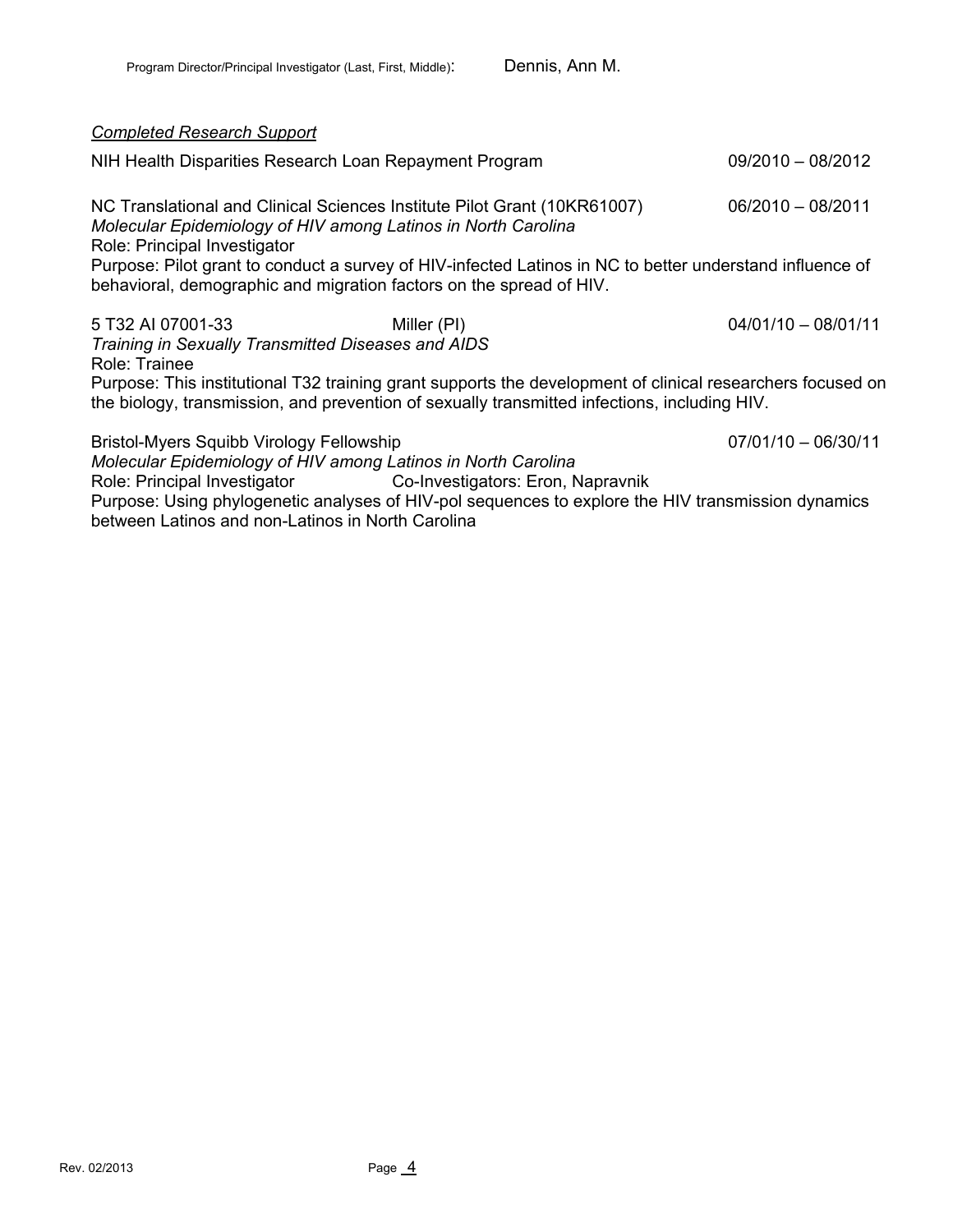*Completed Research Support*

NIH Health Disparities Research Loan Repayment Program 09/2010 – 08/2012

NC Translational and Clinical Sciences Institute Pilot Grant (10KR61007) 06/2010 – 08/2011
*Molecular Epidemiology of HIV among Latinos in North Carolina*
Role: Principal Investigator
Purpose: Pilot grant to conduct a survey of HIV-infected Latinos in NC to better understand influence of behavioral, demographic and migration factors on the spread of HIV.

5 T32 AI 07001-33 Miller (PI) 04/01/10 – 08/01/11
*Training in Sexually Transmitted Diseases and AIDS*
Role: Trainee
Purpose: This institutional T32 training grant supports the development of clinical researchers focused on the biology, transmission, and prevention of sexually transmitted infections, including HIV.

Bristol-Myers Squibb Virology Fellowship 07/01/10 – 06/30/11
*Molecular Epidemiology of HIV among Latinos in North Carolina*
Role: Principal Investigator Co-Investigators: Eron, Napravnik
Purpose: Using phylogenetic analyses of HIV-pol sequences to explore the HIV transmission dynamics between Latinos and non-Latinos in North Carolina